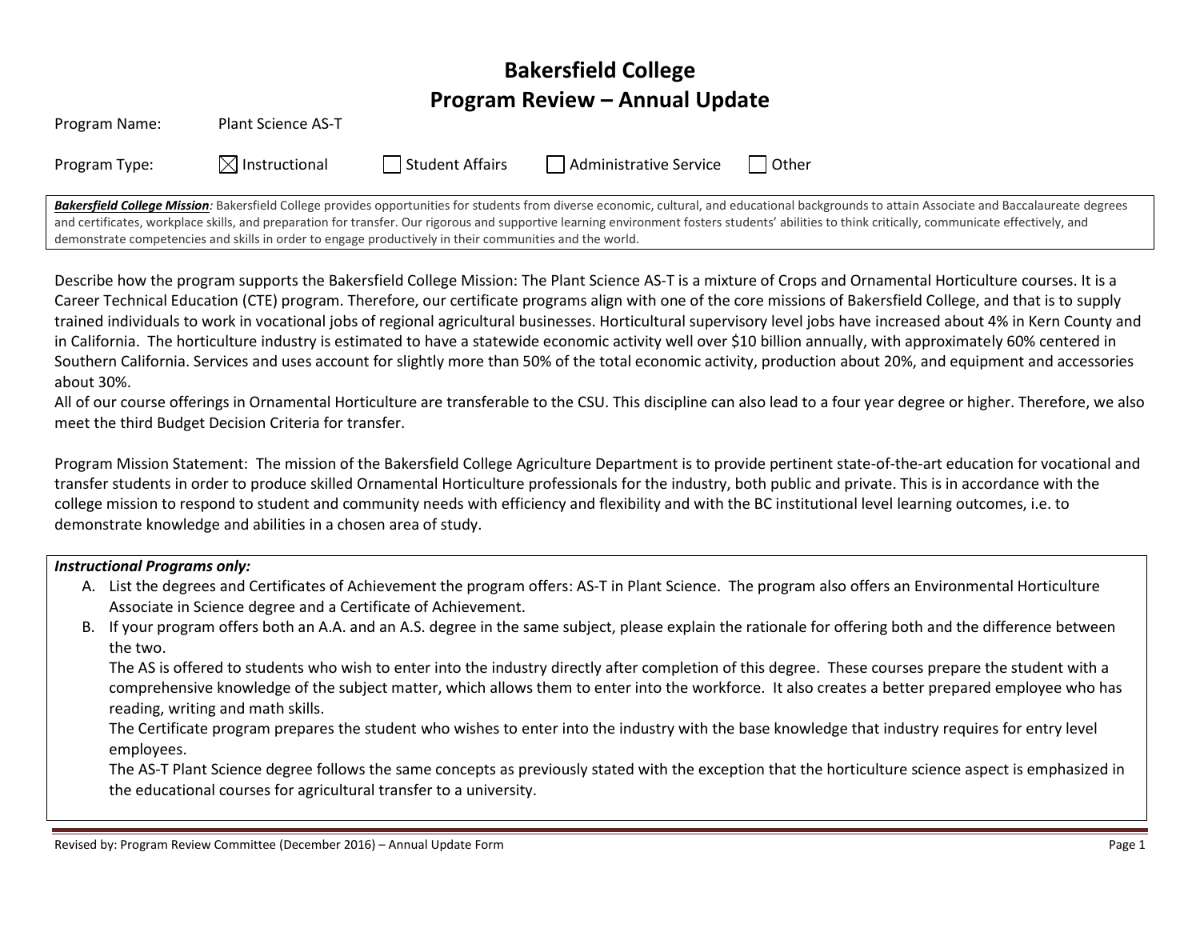# Bakersfield College
# Program Review – Annual Update

Program Name: Plant Science AS-T

Program Type: ☒ Instructional ☐ Student Affairs ☐ Administrative Service ☐ Other

***Bakersfield College Mission**:* Bakersfield College provides opportunities for students from diverse economic, cultural, and educational backgrounds to attain Associate and Baccalaureate degrees and certificates, workplace skills, and preparation for transfer. Our rigorous and supportive learning environment fosters students' abilities to think critically, communicate effectively, and demonstrate competencies and skills in order to engage productively in their communities and the world.

Describe how the program supports the Bakersfield College Mission: The Plant Science AS-T is a mixture of Crops and Ornamental Horticulture courses. It is a Career Technical Education (CTE) program. Therefore, our certificate programs align with one of the core missions of Bakersfield College, and that is to supply trained individuals to work in vocational jobs of regional agricultural businesses. Horticultural supervisory level jobs have increased about 4% in Kern County and in California. The horticulture industry is estimated to have a statewide economic activity well over $10 billion annually, with approximately 60% centered in Southern California. Services and uses account for slightly more than 50% of the total economic activity, production about 20%, and equipment and accessories about 30%.

All of our course offerings in Ornamental Horticulture are transferable to the CSU. This discipline can also lead to a four year degree or higher. Therefore, we also meet the third Budget Decision Criteria for transfer.

Program Mission Statement: The mission of the Bakersfield College Agriculture Department is to provide pertinent state-of-the-art education for vocational and transfer students in order to produce skilled Ornamental Horticulture professionals for the industry, both public and private. This is in accordance with the college mission to respond to student and community needs with efficiency and flexibility and with the BC institutional level learning outcomes, i.e. to demonstrate knowledge and abilities in a chosen area of study.

***Instructional Programs only:***

A. List the degrees and Certificates of Achievement the program offers: AS-T in Plant Science. The program also offers an Environmental Horticulture Associate in Science degree and a Certificate of Achievement.

B. If your program offers both an A.A. and an A.S. degree in the same subject, please explain the rationale for offering both and the difference between the two.

   The AS is offered to students who wish to enter into the industry directly after completion of this degree. These courses prepare the student with a comprehensive knowledge of the subject matter, which allows them to enter into the workforce. It also creates a better prepared employee who has reading, writing and math skills.

   The Certificate program prepares the student who wishes to enter into the industry with the base knowledge that industry requires for entry level employees.

   The AS-T Plant Science degree follows the same concepts as previously stated with the exception that the horticulture science aspect is emphasized in the educational courses for agricultural transfer to a university.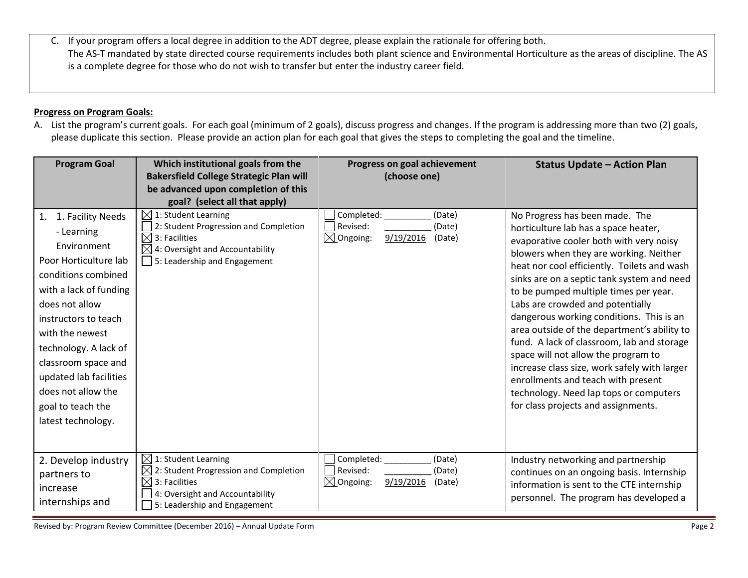C. If your program offers a local degree in addition to the ADT degree, please explain the rationale for offering both.
The AS-T mandated by state directed course requirements includes both plant science and Environmental Horticulture as the areas of discipline. The AS is a complete degree for those who do not wish to transfer but enter the industry career field.

**Progress on Program Goals:**

A. List the program's current goals. For each goal (minimum of 2 goals), discuss progress and changes. If the program is addressing more than two (2) goals, please duplicate this section. Please provide an action plan for each goal that gives the steps to completing the goal and the timeline.

| Program Goal | Which institutional goals from the Bakersfield College Strategic Plan will be advanced upon completion of this goal? (select all that apply) | Progress on goal achievement (choose one) | Status Update – Action Plan |
|---|---|---|---|
| 1. 1. Facility Needs - Learning Environment Poor Horticulture lab conditions combined with a lack of funding does not allow instructors to teach with the newest technology. A lack of classroom space and updated lab facilities does not allow the goal to teach the latest technology. | ☒ 1: Student Learning<br>☐ 2: Student Progression and Completion<br>☒ 3: Facilities<br>☒ 4: Oversight and Accountability<br>☐ 5: Leadership and Engagement | ☐ Completed: __________ (Date)<br>☐ Revised: __________ (Date)<br>☒ Ongoing: 9/19/2016 (Date) | No Progress has been made. The horticulture lab has a space heater, evaporative cooler both with very noisy blowers when they are working. Neither heat nor cool efficiently. Toilets and wash sinks are on a septic tank system and need to be pumped multiple times per year. Labs are crowded and potentially dangerous working conditions. This is an area outside of the department's ability to fund. A lack of classroom, lab and storage space will not allow the program to increase class size, work safely with larger enrollments and teach with present technology. Need lap tops or computers for class projects and assignments. |
| 2. Develop industry partners to increase internships and | ☒ 1: Student Learning<br>☒ 2: Student Progression and Completion<br>☒ 3: Facilities<br>☐ 4: Oversight and Accountability<br>☐ 5: Leadership and Engagement | ☐ Completed: __________ (Date)<br>☐ Revised: __________ (Date)<br>☒ Ongoing: 9/19/2016 (Date) | Industry networking and partnership continues on an ongoing basis. Internship information is sent to the CTE internship personnel. The program has developed a |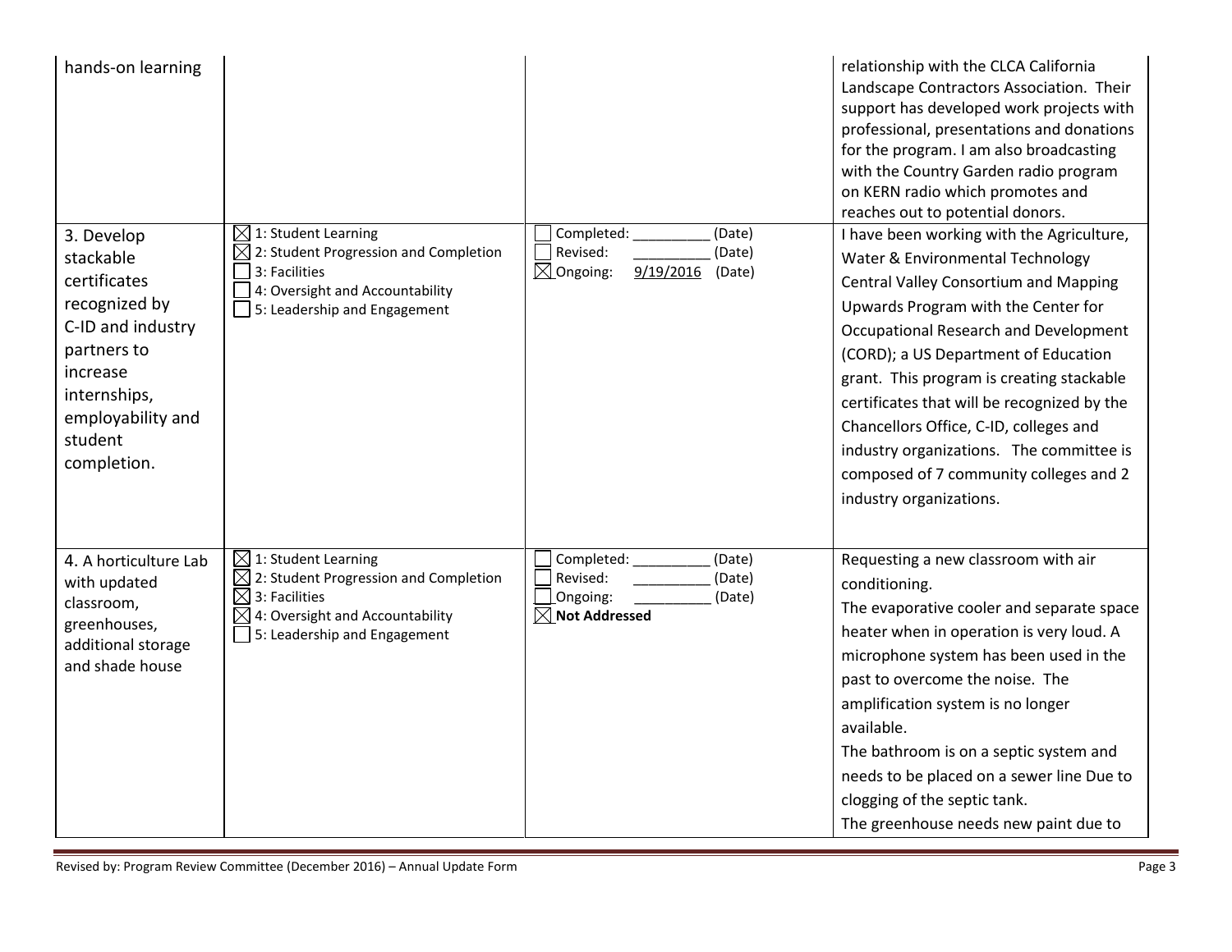| | | | |
|---|---|---|---|
| hands-on learning | | | relationship with the CLCA California Landscape Contractors Association. Their support has developed work projects with professional, presentations and donations for the program. I am also broadcasting with the Country Garden radio program on KERN radio which promotes and reaches out to potential donors. |
| 3. Develop stackable certificates recognized by C-ID and industry partners to increase internships, employability and student completion. | ☒ 1: Student Learning<br>☒ 2: Student Progression and Completion<br>☐ 3: Facilities<br>☐ 4: Oversight and Accountability<br>☐ 5: Leadership and Engagement | ☐ Completed: __________ (Date)<br>☐ Revised: __________ (Date)<br>☒ Ongoing: 9/19/2016 (Date) | I have been working with the Agriculture, Water & Environmental Technology Central Valley Consortium and Mapping Upwards Program with the Center for Occupational Research and Development (CORD); a US Department of Education grant. This program is creating stackable certificates that will be recognized by the Chancellors Office, C-ID, colleges and industry organizations. The committee is composed of 7 community colleges and 2 industry organizations. |
| 4. A horticulture Lab with updated classroom, greenhouses, additional storage and shade house | ☒ 1: Student Learning<br>☒ 2: Student Progression and Completion<br>☒ 3: Facilities<br>☒ 4: Oversight and Accountability<br>☐ 5: Leadership and Engagement | ☐ Completed: __________ (Date)<br>☐ Revised: __________ (Date)<br>☐ Ongoing: __________ (Date)<br>☒ **Not Addressed** | Requesting a new classroom with air conditioning.<br>The evaporative cooler and separate space heater when in operation is very loud. A microphone system has been used in the past to overcome the noise. The amplification system is no longer available.<br>The bathroom is on a septic system and needs to be placed on a sewer line Due to clogging of the septic tank.<br>The greenhouse needs new paint due to |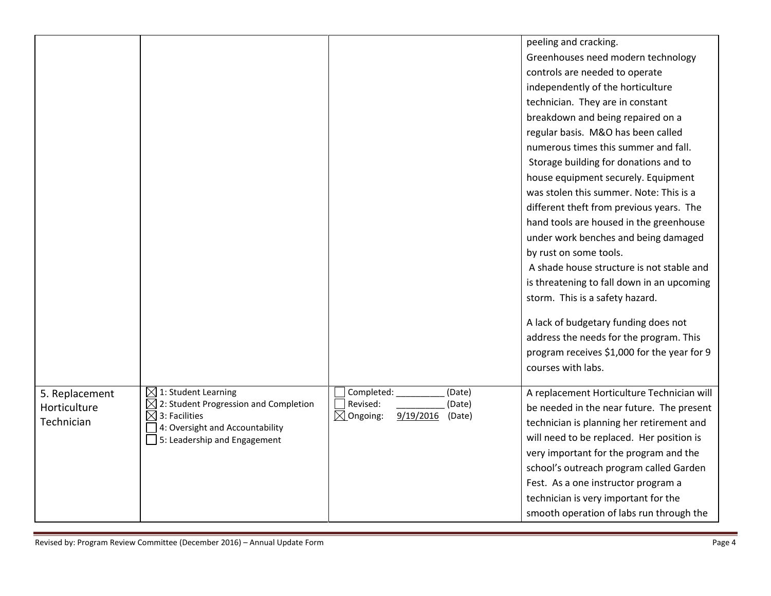| | | | |
|---|---|---|---|
| | | | peeling and cracking.<br>Greenhouses need modern technology controls are needed to operate independently of the horticulture technician. They are in constant breakdown and being repaired on a regular basis. M&O has been called numerous times this summer and fall.<br>Storage building for donations and to house equipment securely. Equipment was stolen this summer. Note: This is a different theft from previous years. The hand tools are housed in the greenhouse under work benches and being damaged by rust on some tools.<br>A shade house structure is not stable and is threatening to fall down in an upcoming storm. This is a safety hazard.<br><br>A lack of budgetary funding does not address the needs for the program. This program receives $1,000 for the year for 9 courses with labs. |
| 5. Replacement Horticulture Technician | ☒ 1: Student Learning<br>☒ 2: Student Progression and Completion<br>☒ 3: Facilities<br>☐ 4: Oversight and Accountability<br>☐ 5: Leadership and Engagement | ☐ Completed: _________ (Date)<br>☐ Revised: _________ (Date)<br>☒ Ongoing: 9/19/2016 (Date) | A replacement Horticulture Technician will be needed in the near future. The present technician is planning her retirement and will need to be replaced. Her position is very important for the program and the school's outreach program called Garden Fest. As a one instructor program a technician is very important for the smooth operation of labs run through the |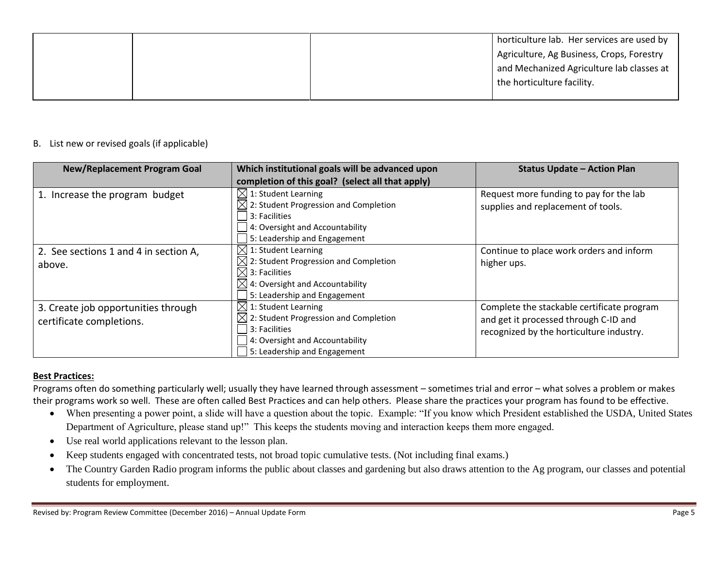| | | | horticulture lab. Her services are used by Agriculture, Ag Business, Crops, Forestry and Mechanized Agriculture lab classes at the horticulture facility. |
|---|---|---|---|

B. List new or revised goals (if applicable)

| New/Replacement Program Goal | Which institutional goals will be advanced upon completion of this goal? (select all that apply) | Status Update – Action Plan |
|---|---|---|
| 1. Increase the program budget | ☒ 1: Student Learning<br>☒ 2: Student Progression and Completion<br>☐ 3: Facilities<br>☐ 4: Oversight and Accountability<br>☐ 5: Leadership and Engagement | Request more funding to pay for the lab supplies and replacement of tools. |
| 2. See sections 1 and 4 in section A, above. | ☒ 1: Student Learning<br>☒ 2: Student Progression and Completion<br>☒ 3: Facilities<br>☒ 4: Oversight and Accountability<br>☐ 5: Leadership and Engagement | Continue to place work orders and inform higher ups. |
| 3. Create job opportunities through certificate completions. | ☒ 1: Student Learning<br>☒ 2: Student Progression and Completion<br>☐ 3: Facilities<br>☐ 4: Oversight and Accountability<br>☐ 5: Leadership and Engagement | Complete the stackable certificate program and get it processed through C-ID and recognized by the horticulture industry. |

**Best Practices:**

Programs often do something particularly well; usually they have learned through assessment – sometimes trial and error – what solves a problem or makes their programs work so well. These are often called Best Practices and can help others. Please share the practices your program has found to be effective.

- When presenting a power point, a slide will have a question about the topic. Example: "If you know which President established the USDA, United States Department of Agriculture, please stand up!" This keeps the students moving and interaction keeps them more engaged.
- Use real world applications relevant to the lesson plan.
- Keep students engaged with concentrated tests, not broad topic cumulative tests. (Not including final exams.)
- The Country Garden Radio program informs the public about classes and gardening but also draws attention to the Ag program, our classes and potential students for employment.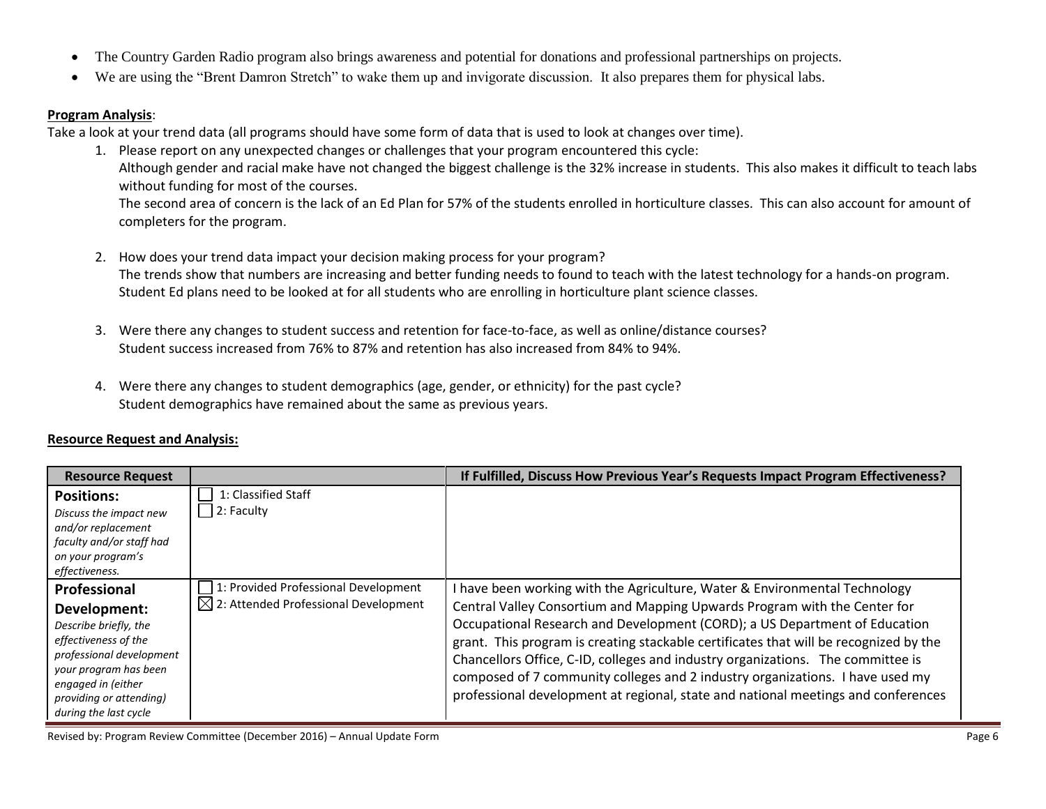- The Country Garden Radio program also brings awareness and potential for donations and professional partnerships on projects.
- We are using the "Brent Damron Stretch" to wake them up and invigorate discussion. It also prepares them for physical labs.

**Program Analysis**:

Take a look at your trend data (all programs should have some form of data that is used to look at changes over time).

1. Please report on any unexpected changes or challenges that your program encountered this cycle:
   Although gender and racial make have not changed the biggest challenge is the 32% increase in students. This also makes it difficult to teach labs without funding for most of the courses.
   The second area of concern is the lack of an Ed Plan for 57% of the students enrolled in horticulture classes. This can also account for amount of completers for the program.

2. How does your trend data impact your decision making process for your program?
   The trends show that numbers are increasing and better funding needs to found to teach with the latest technology for a hands-on program. Student Ed plans need to be looked at for all students who are enrolling in horticulture plant science classes.

3. Were there any changes to student success and retention for face-to-face, as well as online/distance courses?
   Student success increased from 76% to 87% and retention has also increased from 84% to 94%.

4. Were there any changes to student demographics (age, gender, or ethnicity) for the past cycle?
   Student demographics have remained about the same as previous years.

**Resource Request and Analysis:**

| Resource Request | | If Fulfilled, Discuss How Previous Year's Requests Impact Program Effectiveness? |
|---|---|---|
| **Positions:** *Discuss the impact new and/or replacement faculty and/or staff had on your program's effectiveness.* | ☐ 1: Classified Staff<br>☐ 2: Faculty | |
| **Professional Development:** *Describe briefly, the effectiveness of the professional development your program has been engaged in (either providing or attending) during the last cycle* | ☐ 1: Provided Professional Development<br>☒ 2: Attended Professional Development | I have been working with the Agriculture, Water & Environmental Technology Central Valley Consortium and Mapping Upwards Program with the Center for Occupational Research and Development (CORD); a US Department of Education grant. This program is creating stackable certificates that will be recognized by the Chancellors Office, C-ID, colleges and industry organizations. The committee is composed of 7 community colleges and 2 industry organizations. I have used my professional development at regional, state and national meetings and conferences |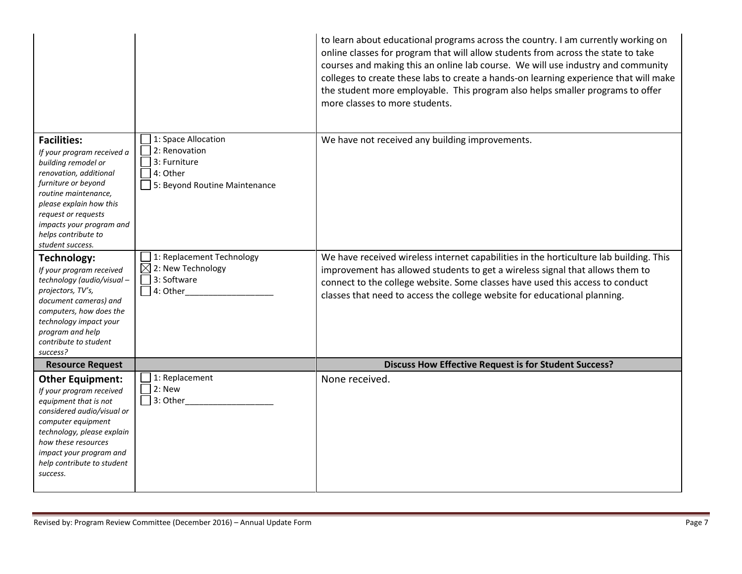| | | |
|---|---|---|
| | | to learn about educational programs across the country. I am currently working on online classes for program that will allow students from across the state to take courses and making this an online lab course. We will use industry and community colleges to create these labs to create a hands-on learning experience that will make the student more employable. This program also helps smaller programs to offer more classes to more students. |
| **Facilities:** *If your program received a building remodel or renovation, additional furniture or beyond routine maintenance, please explain how this request or requests impacts your program and helps contribute to student success.* | ☐ 1: Space Allocation<br>☐ 2: Renovation<br>☐ 3: Furniture<br>☐ 4: Other<br>☐ 5: Beyond Routine Maintenance | We have not received any building improvements. |
| **Technology:** *If your program received technology (audio/visual – projectors, TV's, document cameras) and computers, how does the technology impact your program and help contribute to student success?* | ☐ 1: Replacement Technology<br>☒ 2: New Technology<br>☐ 3: Software<br>☐ 4: Other___________________ | We have received wireless internet capabilities in the horticulture lab building. This improvement has allowed students to get a wireless signal that allows them to connect to the college website. Some classes have used this access to conduct classes that need to access the college website for educational planning. |
| **Resource Request** | | **Discuss How Effective Request is for Student Success?** |
| **Other Equipment:** *If your program received equipment that is not considered audio/visual or computer equipment technology, please explain how these resources impact your program and help contribute to student success.* | ☐ 1: Replacement<br>☐ 2: New<br>☐ 3: Other___________________ | None received. |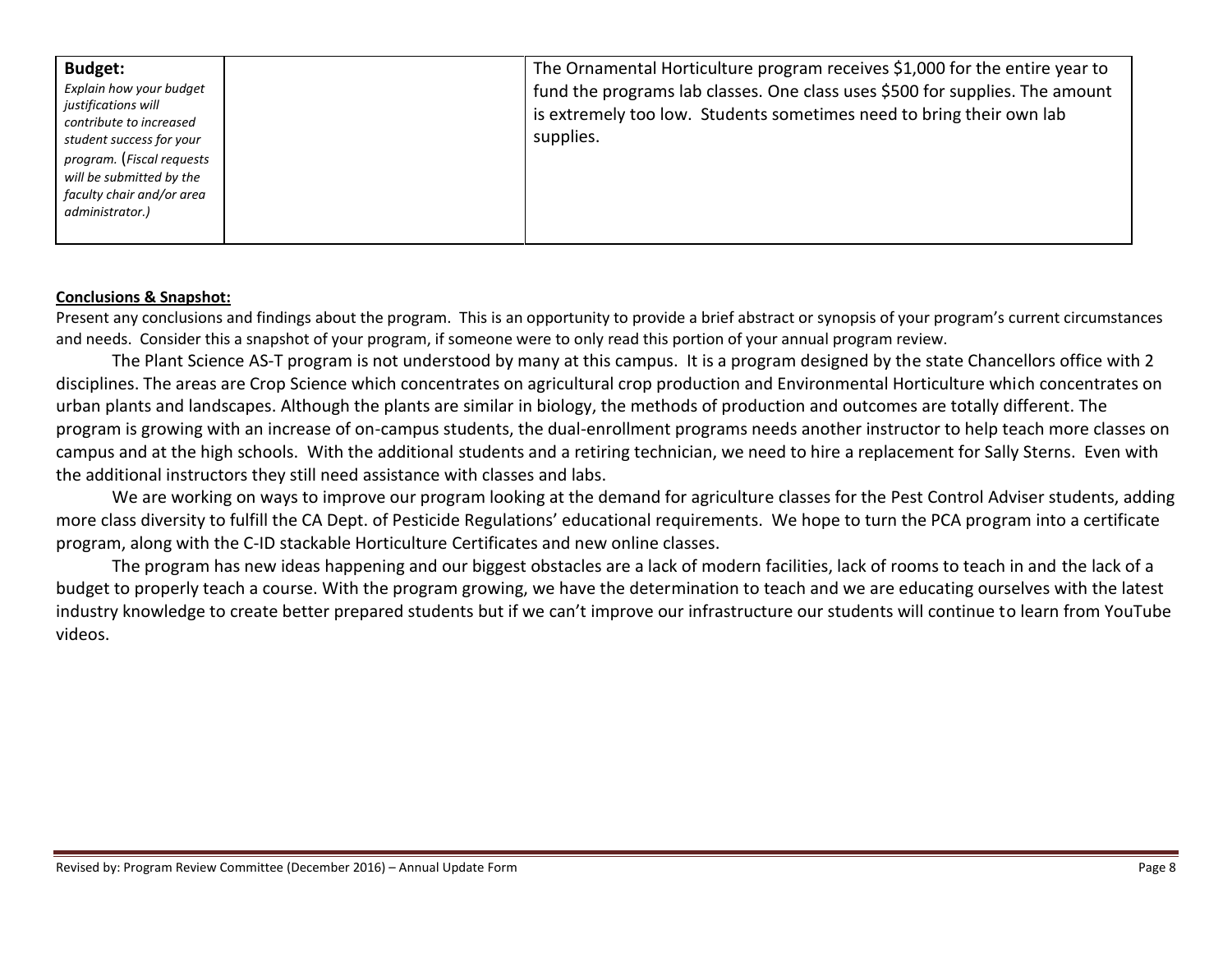| | | |
|---|---|---|
| **Budget:**<br>*Explain how your budget justifications will contribute to increased student success for your program.* (*Fiscal requests will be submitted by the faculty chair and/or area administrator.)* | | The Ornamental Horticulture program receives $1,000 for the entire year to fund the programs lab classes. One class uses $500 for supplies. The amount is extremely too low. Students sometimes need to bring their own lab supplies. |

**Conclusions & Snapshot:**

Present any conclusions and findings about the program. This is an opportunity to provide a brief abstract or synopsis of your program's current circumstances and needs. Consider this a snapshot of your program, if someone were to only read this portion of your annual program review.

The Plant Science AS-T program is not understood by many at this campus. It is a program designed by the state Chancellors office with 2 disciplines. The areas are Crop Science which concentrates on agricultural crop production and Environmental Horticulture which concentrates on urban plants and landscapes. Although the plants are similar in biology, the methods of production and outcomes are totally different. The program is growing with an increase of on-campus students, the dual-enrollment programs needs another instructor to help teach more classes on campus and at the high schools. With the additional students and a retiring technician, we need to hire a replacement for Sally Sterns. Even with the additional instructors they still need assistance with classes and labs.

We are working on ways to improve our program looking at the demand for agriculture classes for the Pest Control Adviser students, adding more class diversity to fulfill the CA Dept. of Pesticide Regulations' educational requirements. We hope to turn the PCA program into a certificate program, along with the C-ID stackable Horticulture Certificates and new online classes.

The program has new ideas happening and our biggest obstacles are a lack of modern facilities, lack of rooms to teach in and the lack of a budget to properly teach a course. With the program growing, we have the determination to teach and we are educating ourselves with the latest industry knowledge to create better prepared students but if we can't improve our infrastructure our students will continue to learn from YouTube videos.